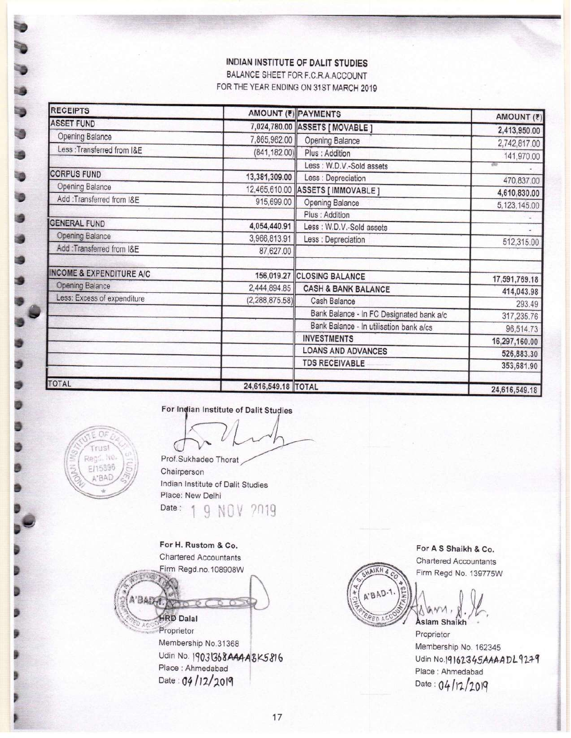# INDIAN INSTITUTE OF DALIT STUDIES

BALANCE SHEET FOR F.C.R.A.ACCOUNT

FOR THE YEAR ENDING ON 31ST MARCH 2019

| RECEIPTS | AMOUNT (₹) | PAYMENTS | AMOUNT (₹) |
|---|---|---|---|
| **ASSET FUND** | **7,024,780.00** | **ASSETS [ MOVABLE ]** | **2,413,950.00** |
| Opening Balance | 7,865,962.00 | Opening Balance | 2,742,817.00 |
| Less :Transferred from I&E | (841,182.00) | Plus : Addition | 141,970.00 |
| | | Less : W.D.V.-Sold assets | - |
| **CORPUS FUND** | **13,381,309.00** | Less : Depreciation | 470,837.00 |
| Opening Balance | 12,465,610.00 | **ASSETS [ IMMOVABLE ]** | **4,610,830.00** |
| Add :Transferred from I&E | 915,699.00 | Opening Balance | 5,123,145.00 |
| | | Plus : Addition | - |
| **GENERAL FUND** | **4,054,440.91** | Less : W.D.V.-Sold assets | - |
| Opening Balance | 3,966,813.91 | Less : Depreciation | 512,315.00 |
| Add :Transferred from I&E | 87,627.00 | | |
| | | | |
| **INCOME & EXPENDITURE A/C** | **156,019.27** | **CLOSING BALANCE** | **17,591,769.18** |
| Opening Balance | 2,444,894.85 | **CASH & BANK BALANCE** | **414,043.98** |
| Less: Excess of expenditure | (2,288,875.58) | Cash Balance | 293.49 |
| | | Bank Balance - In FC Designated bank a/c | 317,235.76 |
| | | Bank Balance - In utilisation bank a/cs | 96,514.73 |
| | | **INVESTMENTS** | **16,297,160.00** |
| | | **LOANS AND ADVANCES** | **526,883.30** |
| | | **TDS RECEIVABLE** | **353,681.90** |
| | | | |
| **TOTAL** | **24,616,549.18** | **TOTAL** | **24,616,549.18** |

**For Indian Institute of Dalit Studies**

Prof.Sukhadeo Thorat
Chairperson
Indian Institute of Dalit Studies
Place: New Delhi
Date: 19 NOV 2019

**For H. Rustom & Co.**
Chartered Accountants
Firm Regd.no.108908W

**HRD Dalal**
Proprietor
Membership No.31368
Udin No. 19031368AAAABK5816
Place : Ahmedabad
Date : 04/12/2019

**For A S Shaikh & Co.**
Chartered Accountants
Firm Regd No. 139775W

**Aslam Shaikh**
Proprietor
Membership No. 162345
Udin No.19162345AAAADL9279
Place : Ahmedabad
Date : 04/12/2019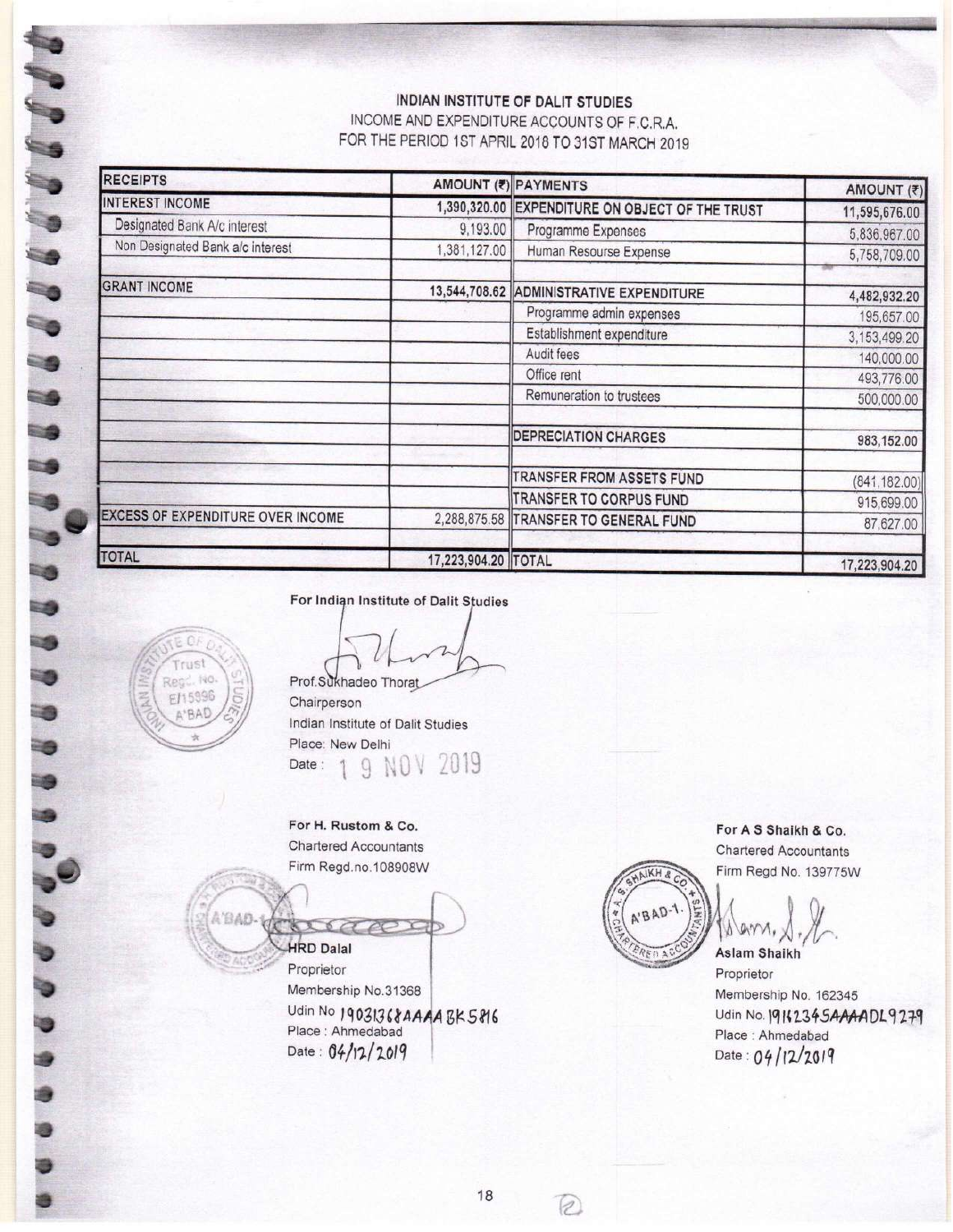# INDIAN INSTITUTE OF DALIT STUDIES

INCOME AND EXPENDITURE ACCOUNTS OF F.C.R.A.
FOR THE PERIOD 1ST APRIL 2018 TO 31ST MARCH 2019

| RECEIPTS | AMOUNT (₹) | PAYMENTS | AMOUNT (₹) |
|---|---|---|---|
| INTEREST INCOME | 1,390,320.00 | EXPENDITURE ON OBJECT OF THE TRUST | 11,595,676.00 |
| Designated Bank A/c interest | 9,193.00 | Programme Expenses | 5,836,967.00 |
| Non Designated Bank a/c interest | 1,381,127.00 | Human Resourse Expense | 5,758,709.00 |
| | | | |
| GRANT INCOME | 13,544,708.62 | ADMINISTRATIVE EXPENDITURE | 4,482,932.20 |
| | | Programme admin expenses | 195,657.00 |
| | | Establishment expenditure | 3,153,499.20 |
| | | Audit fees | 140,000.00 |
| | | Office rent | 493,776.00 |
| | | Remuneration to trustees | 500,000.00 |
| | | | |
| | | DEPRECIATION CHARGES | 983,152.00 |
| | | | |
| | | TRANSFER FROM ASSETS FUND | (841,182.00) |
| | | TRANSFER TO CORPUS FUND | 915,699.00 |
| EXCESS OF EXPENDITURE OVER INCOME | 2,288,875.58 | TRANSFER TO GENERAL FUND | 87,627.00 |
| | | | |
| TOTAL | 17,223,904.20 | TOTAL | 17,223,904.20 |

**For Indian Institute of Dalit Studies**

Prof.Sukhadeo Thorat
Chairperson
Indian Institute of Dalit Studies
Place: New Delhi
Date: 19 NOV 2019

**For H. Rustom & Co.**
Chartered Accountants
Firm Regd.no.108908W

**HRD Dalal**
Proprietor
Membership No.31368
Udin No 19031368AAAABK5816
Place : Ahmedabad
Date : 04/12/2019

**For A S Shaikh & Co.**
Chartered Accountants
Firm Regd No. 139775W

**Aslam Shaikh**
Proprietor
Membership No. 162345
Udin No. 19162345AAAADL9279
Place : Ahmedabad
Date : 04/12/2019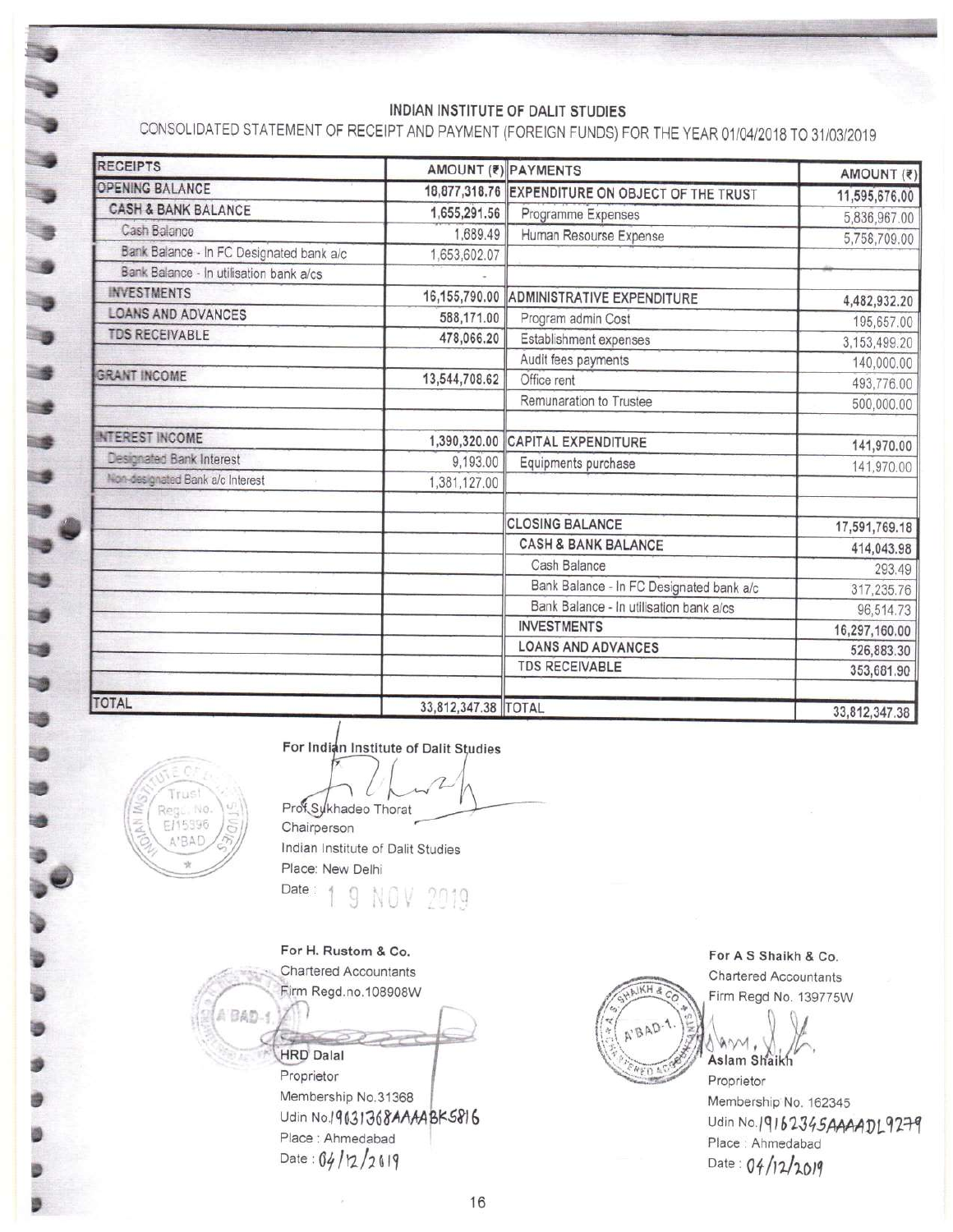# INDIAN INSTITUTE OF DALIT STUDIES

## CONSOLIDATED STATEMENT OF RECEIPT AND PAYMENT (FOREIGN FUNDS) FOR THE YEAR 01/04/2018 TO 31/03/2019

| RECEIPTS | AMOUNT (₹) | PAYMENTS | AMOUNT (₹) |
|---|---|---|---|
| **OPENING BALANCE** | **18,877,318.76** | **EXPENDITURE ON OBJECT OF THE TRUST** | **11,595,676.00** |
| **CASH & BANK BALANCE** | **1,655,291.56** | Programme Expenses | 5,836,967.00 |
| Cash Balance | 1,689.49 | Human Resourse Expense | 5,758,709.00 |
| Bank Balance - In FC Designated bank a/c | 1,653,602.07 | | |
| Bank Balance - In utilisation bank a/cs | - | | |
| **INVESTMENTS** | **16,155,790.00** | **ADMINISTRATIVE EXPENDITURE** | **4,482,932.20** |
| **LOANS AND ADVANCES** | **588,171.00** | Program admin Cost | 195,657.00 |
| **TDS RECEIVABLE** | **478,066.20** | Establishment expenses | 3,153,499.20 |
| | | Audit fees payments | 140,000.00 |
| **GRANT INCOME** | **13,544,708.62** | Office rent | 493,776.00 |
| | | Remunaration to Trustee | 500,000.00 |
| | | | |
| **INTEREST INCOME** | **1,390,320.00** | **CAPITAL EXPENDITURE** | **141,970.00** |
| Designated Bank Interest | 9,193.00 | Equipments purchase | 141,970.00 |
| Non-designated Bank a/c Interest | 1,381,127.00 | | |
| | | | |
| | | **CLOSING BALANCE** | **17,591,769.18** |
| | | **CASH & BANK BALANCE** | **414,043.98** |
| | | Cash Balance | 293.49 |
| | | Bank Balance - In FC Designated bank a/c | 317,235.76 |
| | | Bank Balance - In utilisation bank a/cs | 96,514.73 |
| | | **INVESTMENTS** | **16,297,160.00** |
| | | **LOANS AND ADVANCES** | **526,883.30** |
| | | **TDS RECEIVABLE** | **353,681.90** |
| | | | |
| **TOTAL** | **33,812,347.38** | **TOTAL** | **33,812,347.38** |

**For Indian Institute of Dalit Studies**

Prof Sukhadeo Thorat
Chairperson
Indian Institute of Dalit Studies
Place: New Delhi
Date: 19 NOV 2019

**For H. Rustom & Co.**
Chartered Accountants
Firm Regd.no.108908W

HRD Dalal
Proprietor
Membership No.31368
Udin No.19031368AAAABK5816
Place : Ahmedabad
Date : 04/12/2019

**For A S Shaikh & Co.**
Chartered Accountants
Firm Regd No. 139775W

Aslam Shaikh
Proprietor
Membership No. 162345
Udin No.19162345AAAADL9279
Place : Ahmedabad
Date : 04/12/2019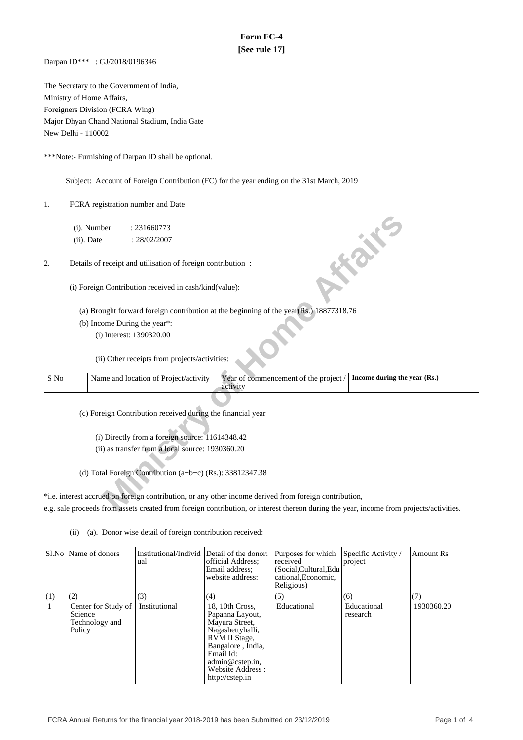# Form FC-4

**[See rule 17]**

Darpan ID*** : GJ/2018/0196346

The Secretary to the Government of India,
Ministry of Home Affairs,
Foreigners Division (FCRA Wing)
Major Dhyan Chand National Stadium, India Gate
New Delhi - 110002

***Note:- Furnishing of Darpan ID shall be optional.

Subject: Account of Foreign Contribution (FC) for the year ending on the 31st March, 2019

1. FCRA registration number and Date

   (i). Number : 231660773
   (ii). Date : 28/02/2007

2. Details of receipt and utilisation of foreign contribution :

   (i) Foreign Contribution received in cash/kind(value):

   (a) Brought forward foreign contribution at the beginning of the year(Rs.) 18877318.76

   (b) Income During the year*:

   (i) Interest: 1390320.00

   (ii) Other receipts from projects/activities:

| S No | Name and location of Project/activity | Year of commencement of the project / activity | Income during the year (Rs.) |
|---|---|---|---|

   (c) Foreign Contribution received during the financial year

   (i) Directly from a foreign source: 11614348.42
   (ii) as transfer from a local source: 1930360.20

   (d) Total Foreign Contribution (a+b+c) (Rs.): 33812347.38

*i.e. interest accrued on foreign contribution, or any other income derived from foreign contribution, e.g. sale proceeds from assets created from foreign contribution, or interest thereon during the year, income from projects/activities.

(ii) (a). Donor wise detail of foreign contribution received:

| Sl.No | Name of donors | Institutional/Individual | Detail of the donor: official Address; Email address; website address: | Purposes for which received (Social,Cultural,Educational,Economic, Religious) | Specific Activity / project | Amount Rs |
|---|---|---|---|---|---|---|
| (1) | (2) | (3) | (4) | (5) | (6) | (7) |
| 1 | Center for Study of Science Technology and Policy | Institutional | 18, 10th Cross, Papanna Layout, Mayura Street, Nagashettyhalli, RVM II Stage, Bangalore , India, Email Id: admin@cstep.in, Website Address : http://cstep.in | Educational | Educational research | 1930360.20 |

FCRA Annual Returns for the financial year 2018-2019 has been Submitted on 23/12/2019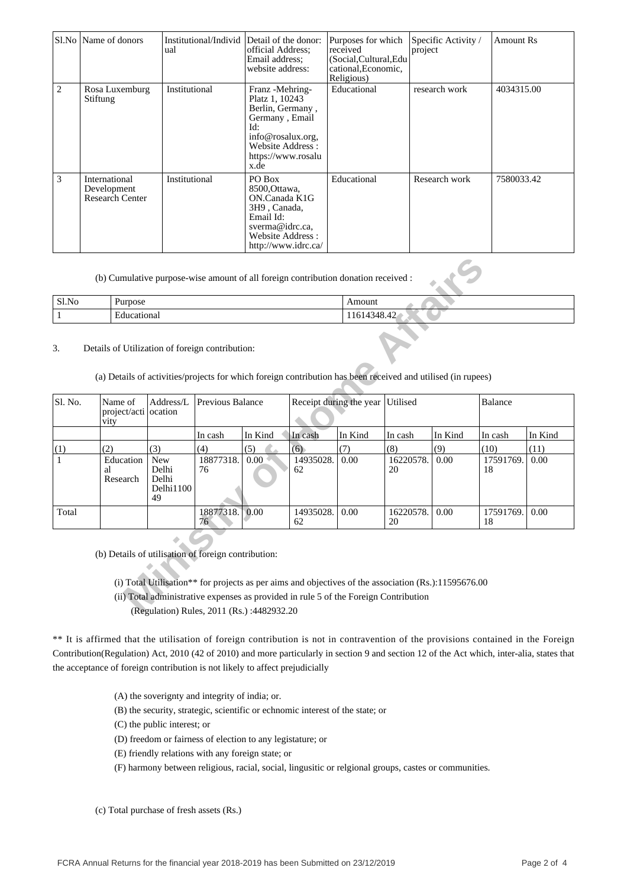| Sl.No | Name of donors | Institutional/Individual | Detail of the donor: official Address; Email address; website address: | Purposes for which received (Social,Cultural,Educational,Economic, Religious) | Specific Activity / project | Amount Rs |
|---|---|---|---|---|---|---|
| 2 | Rosa Luxemburg Stiftung | Institutional | Franz -Mehring-Platz 1, 10243 Berlin, Germany , Germany , Email Id: info@rosalux.org, Website Address : https://www.rosalux.de | Educational | research work | 4034315.00 |
| 3 | International Development Research Center | Institutional | PO Box 8500,Ottawa, ON.Canada K1G 3H9 , Canada, Email Id: sverma@idrc.ca, Website Address : http://www.idrc.ca/ | Educational | Research work | 7580033.42 |

(b) Cumulative purpose-wise amount of all foreign contribution donation received :

| Sl.No | Purpose | Amount |
|---|---|---|
| 1 | Educational | 11614348.42 |

3. Details of Utilization of foreign contribution:

(a) Details of activities/projects for which foreign contribution has been received and utilised (in rupees)

| Sl. No. | Name of project/activity | Address/Location | Previous Balance | | Receipt during the year | | Utilised | | Balance | |
|---|---|---|---|---|---|---|---|---|---|---|
| | | | In cash | In Kind | In cash | In Kind | In cash | In Kind | In cash | In Kind |
| (1) | (2) | (3) | (4) | (5) | (6) | (7) | (8) | (9) | (10) | (11) |
| 1 | Educational Research | New Delhi Delhi Delhi110049 | 18877318.76 | 0.00 | 14935028.62 | 0.00 | 16220578.20 | 0.00 | 17591769.18 | 0.00 |
| Total | | | 18877318.76 | 0.00 | 14935028.62 | 0.00 | 16220578.20 | 0.00 | 17591769.18 | 0.00 |

(b) Details of utilisation of foreign contribution:

(i) Total Utilisation** for projects as per aims and objectives of the association (Rs.):11595676.00

(ii) Total administrative expenses as provided in rule 5 of the Foreign Contribution (Regulation) Rules, 2011 (Rs.) :4482932.20

** It is affirmed that the utilisation of foreign contribution is not in contravention of the provisions contained in the Foreign Contribution(Regulation) Act, 2010 (42 of 2010) and more particularly in section 9 and section 12 of the Act which, inter-alia, states that the acceptance of foreign contribution is not likely to affect prejudicially

(A) the soverignty and integrity of india; or.

(B) the security, strategic, scientific or echnomic interest of the state; or

(C) the public interest; or

(D) freedom or fairness of election to any legistature; or

(E) friendly relations with any foreign state; or

(F) harmony between religious, racial, social, lingusitic or relgional groups, castes or communities.

(c) Total purchase of fresh assets (Rs.)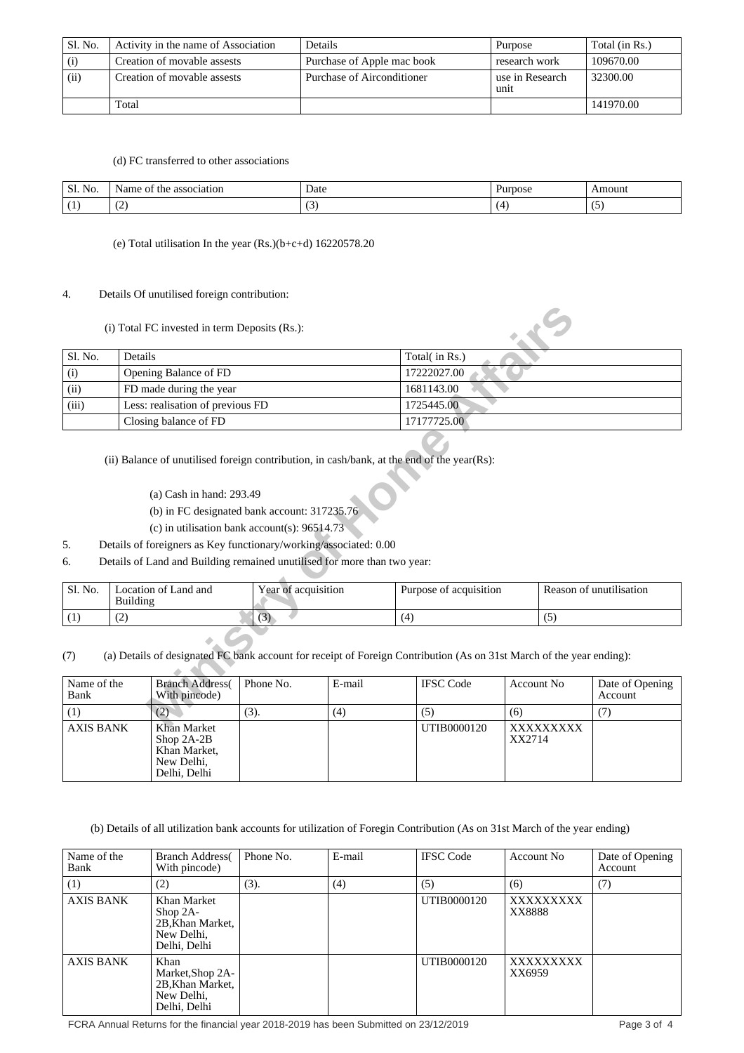| Sl. No. | Activity in the name of Association | Details | Purpose | Total (in Rs.) |
|---|---|---|---|---|
| (i) | Creation of movable assests | Purchase of Apple mac book | research work | 109670.00 |
| (ii) | Creation of movable assests | Purchase of Airconditioner | use in Research unit | 32300.00 |
| | Total | | | 141970.00 |

(d) FC transferred to other associations

| Sl. No. | Name of the association | Date | Purpose | Amount |
|---|---|---|---|---|
| (1) | (2) | (3) | (4) | (5) |

(e) Total utilisation In the year (Rs.)(b+c+d) 16220578.20

4. Details Of unutilised foreign contribution:

(i) Total FC invested in term Deposits (Rs.):

| Sl. No. | Details | Total( in Rs.) |
|---|---|---|
| (i) | Opening Balance of FD | 17222027.00 |
| (ii) | FD made during the year | 1681143.00 |
| (iii) | Less: realisation of previous FD | 1725445.00 |
| | Closing balance of FD | 17177725.00 |

(ii) Balance of unutilised foreign contribution, in cash/bank, at the end of the year(Rs):

(a) Cash in hand: 293.49

(b) in FC designated bank account: 317235.76

(c) in utilisation bank account(s): 96514.73

5. Details of foreigners as Key functionary/working/associated: 0.00

6. Details of Land and Building remained unutilised for more than two year:

| Sl. No. | Location of Land and Building | Year of acquisition | Purpose of acquisition | Reason of unutilisation |
|---|---|---|---|---|
| (1) | (2) | (3) | (4) | (5) |

(7) (a) Details of designated FC bank account for receipt of Foreign Contribution (As on 31st March of the year ending):

| Name of the Bank | Branch Address( With pincode) | Phone No. | E-mail | IFSC Code | Account No | Date of Opening Account |
|---|---|---|---|---|---|---|
| (1) | (2) | (3). | (4) | (5) | (6) | (7) |
| AXIS BANK | Khan Market Shop 2A-2B Khan Market, New Delhi, Delhi, Delhi | | | UTIB0000120 | XXXXXXXXXXX2714 | |

(b) Details of all utilization bank accounts for utilization of Foregin Contribution (As on 31st March of the year ending)

| Name of the Bank | Branch Address( With pincode) | Phone No. | E-mail | IFSC Code | Account No | Date of Opening Account |
|---|---|---|---|---|---|---|
| (1) | (2) | (3). | (4) | (5) | (6) | (7) |
| AXIS BANK | Khan Market Shop 2A-2B,Khan Market, New Delhi, Delhi, Delhi | | | UTIB0000120 | XXXXXXXXXXX8888 | |
| AXIS BANK | Khan Market,Shop 2A-2B,Khan Market, New Delhi, Delhi, Delhi | | | UTIB0000120 | XXXXXXXXXXX6959 | |

FCRA Annual Returns for the financial year 2018-2019 has been Submitted on 23/12/2019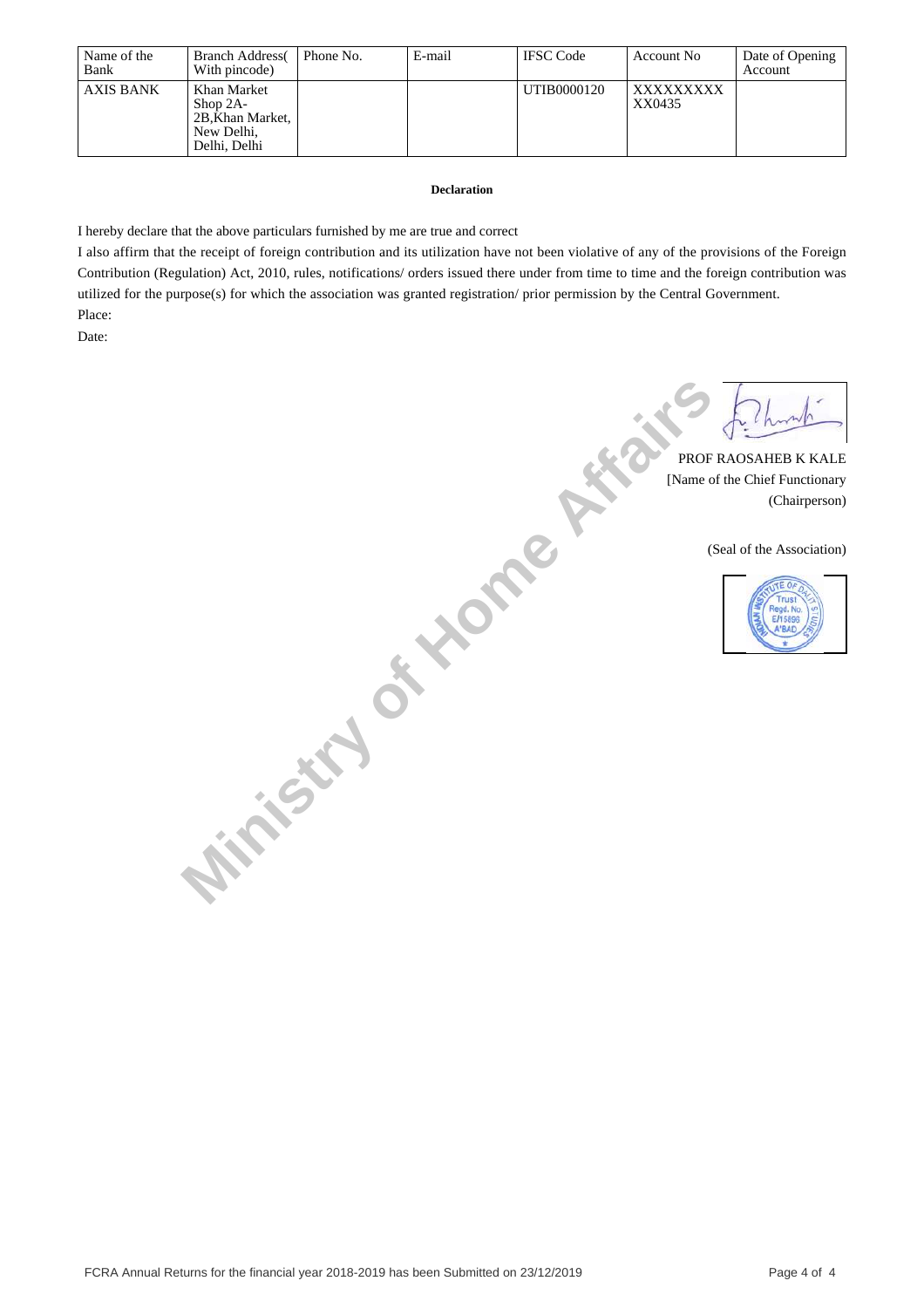| Name of the Bank | Branch Address( With pincode) | Phone No. | E-mail | IFSC Code | Account No | Date of Opening Account |
|---|---|---|---|---|---|---|
| AXIS BANK | Khan Market Shop 2A-2B,Khan Market, New Delhi, Delhi, Delhi | | | UTIB0000120 | XXXXXXXXXXX0435 | |

**Declaration**

I hereby declare that the above particulars furnished by me are true and correct

I also affirm that the receipt of foreign contribution and its utilization have not been violative of any of the provisions of the Foreign Contribution (Regulation) Act, 2010, rules, notifications/ orders issued there under from time to time and the foreign contribution was utilized for the purpose(s) for which the association was granted registration/ prior permission by the Central Government.

Place:

Date:

PROF RAOSAHEB K KALE
[Name of the Chief Functionary
(Chairperson)

(Seal of the Association)

FCRA Annual Returns for the financial year 2018-2019 has been Submitted on 23/12/2019